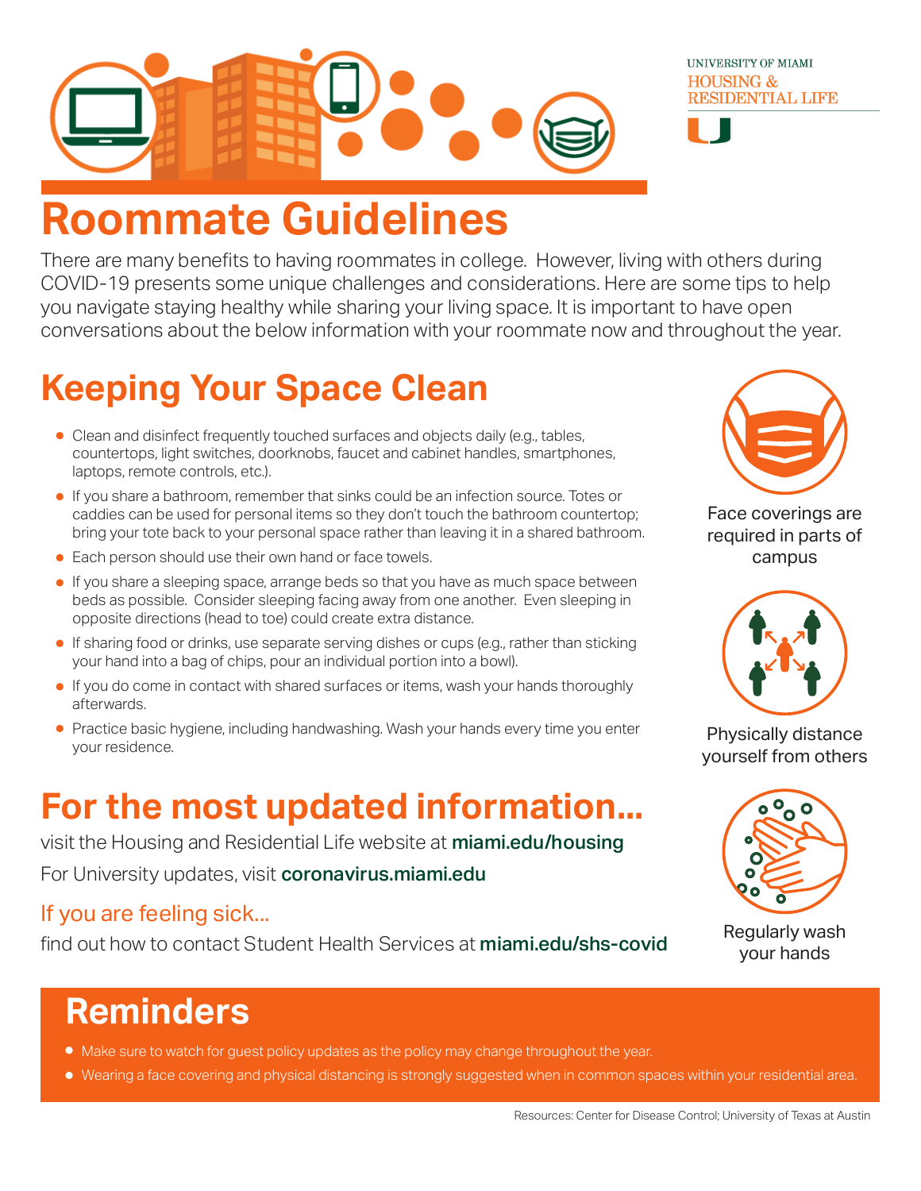UNIVERSITY OF MIAMI
HOUSING & RESIDENTIAL LIFE

# Roommate Guidelines

There are many benefits to having roommates in college. However, living with others during COVID-19 presents some unique challenges and considerations. Here are some tips to help you navigate staying healthy while sharing your living space. It is important to have open conversations about the below information with your roommate now and throughout the year.

## Keeping Your Space Clean

- Clean and disinfect frequently touched surfaces and objects daily (e.g., tables, countertops, light switches, doorknobs, faucet and cabinet handles, smartphones, laptops, remote controls, etc.).
- If you share a bathroom, remember that sinks could be an infection source. Totes or caddies can be used for personal items so they don't touch the bathroom countertop; bring your tote back to your personal space rather than leaving it in a shared bathroom.
- Each person should use their own hand or face towels.
- If you share a sleeping space, arrange beds so that you have as much space between beds as possible. Consider sleeping facing away from one another. Even sleeping in opposite directions (head to toe) could create extra distance.
- If sharing food or drinks, use separate serving dishes or cups (e.g., rather than sticking your hand into a bag of chips, pour an individual portion into a bowl).
- If you do come in contact with shared surfaces or items, wash your hands thoroughly afterwards.
- Practice basic hygiene, including handwashing. Wash your hands every time you enter your residence.

Face coverings are required in parts of campus

Physically distance yourself from others

Regularly wash your hands

## For the most updated information...

visit the Housing and Residential Life website at **miami.edu/housing**

For University updates, visit **coronavirus.miami.edu**

### If you are feeling sick...

find out how to contact Student Health Services at **miami.edu/shs-covid**

## Reminders

- Make sure to watch for guest policy updates as the policy may change throughout the year.
- Wearing a face covering and physical distancing is strongly suggested when in common spaces within your residential area.

Resources: Center for Disease Control; University of Texas at Austin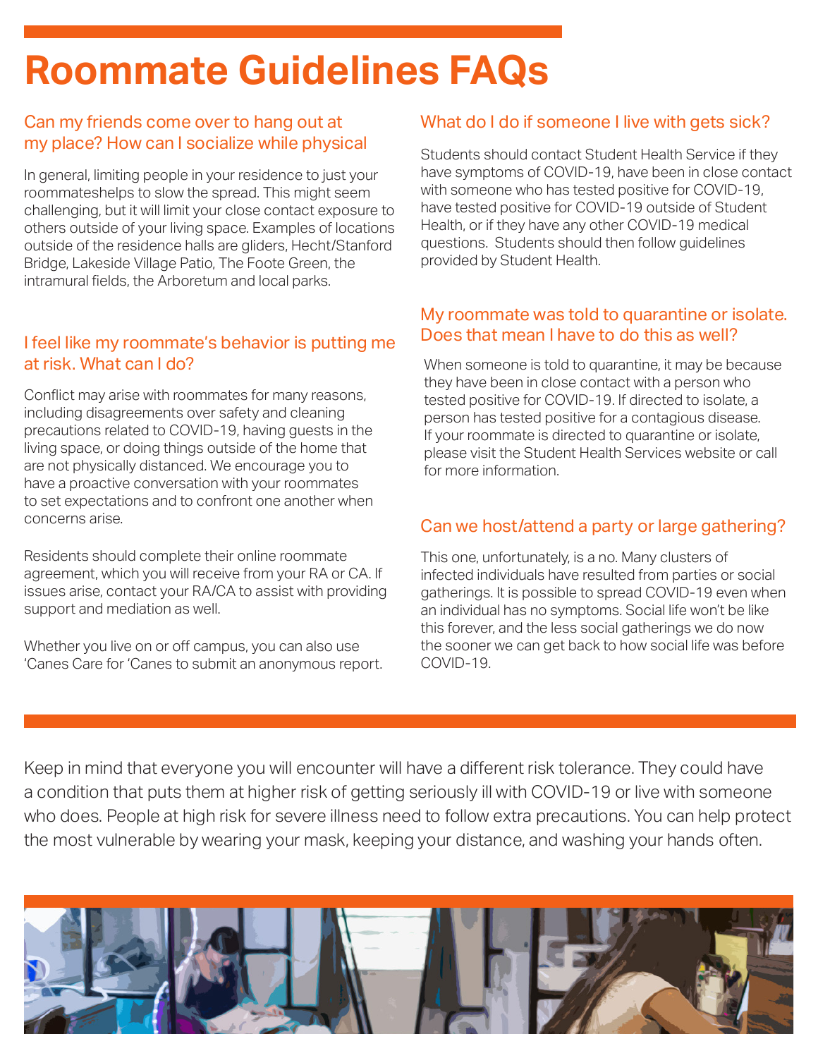# Roommate Guidelines FAQs

### Can my friends come over to hang out at my place? How can I socialize while physical

In general, limiting people in your residence to just your roommateshelps to slow the spread. This might seem challenging, but it will limit your close contact exposure to others outside of your living space. Examples of locations outside of the residence halls are gliders, Hecht/Stanford Bridge, Lakeside Village Patio, The Foote Green, the intramural fields, the Arboretum and local parks.

### I feel like my roommate's behavior is putting me at risk. What can I do?

Conflict may arise with roommates for many reasons, including disagreements over safety and cleaning precautions related to COVID-19, having guests in the living space, or doing things outside of the home that are not physically distanced. We encourage you to have a proactive conversation with your roommates to set expectations and to confront one another when concerns arise.

Residents should complete their online roommate agreement, which you will receive from your RA or CA. If issues arise, contact your RA/CA to assist with providing support and mediation as well.

Whether you live on or off campus, you can also use 'Canes Care for 'Canes to submit an anonymous report.

### What do I do if someone I live with gets sick?

Students should contact Student Health Service if they have symptoms of COVID-19, have been in close contact with someone who has tested positive for COVID-19, have tested positive for COVID-19 outside of Student Health, or if they have any other COVID-19 medical questions. Students should then follow guidelines provided by Student Health.

### My roommate was told to quarantine or isolate. Does that mean I have to do this as well?

When someone is told to quarantine, it may be because they have been in close contact with a person who tested positive for COVID-19. If directed to isolate, a person has tested positive for a contagious disease. If your roommate is directed to quarantine or isolate, please visit the Student Health Services website or call for more information.

### Can we host/attend a party or large gathering?

This one, unfortunately, is a no. Many clusters of infected individuals have resulted from parties or social gatherings. It is possible to spread COVID-19 even when an individual has no symptoms. Social life won't be like this forever, and the less social gatherings we do now the sooner we can get back to how social life was before COVID-19.

Keep in mind that everyone you will encounter will have a different risk tolerance. They could have a condition that puts them at higher risk of getting seriously ill with COVID-19 or live with someone who does. People at high risk for severe illness need to follow extra precautions. You can help protect the most vulnerable by wearing your mask, keeping your distance, and washing your hands often.